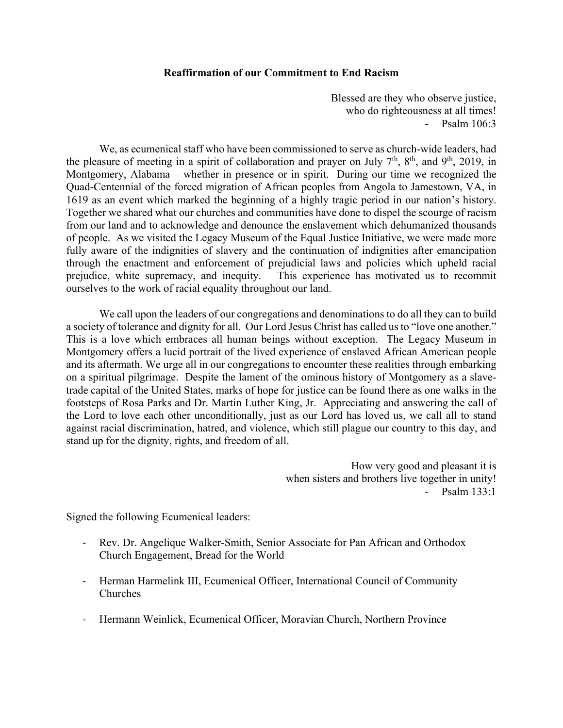**Reaffirmation of our Commitment to End Racism**

Blessed are they who observe justice,
who do righteousness at all times!
- Psalm 106:3

We, as ecumenical staff who have been commissioned to serve as church-wide leaders, had the pleasure of meeting in a spirit of collaboration and prayer on July 7th, 8th, and 9th, 2019, in Montgomery, Alabama – whether in presence or in spirit. During our time we recognized the Quad-Centennial of the forced migration of African peoples from Angola to Jamestown, VA, in 1619 as an event which marked the beginning of a highly tragic period in our nation's history. Together we shared what our churches and communities have done to dispel the scourge of racism from our land and to acknowledge and denounce the enslavement which dehumanized thousands of people. As we visited the Legacy Museum of the Equal Justice Initiative, we were made more fully aware of the indignities of slavery and the continuation of indignities after emancipation through the enactment and enforcement of prejudicial laws and policies which upheld racial prejudice, white supremacy, and inequity. This experience has motivated us to recommit ourselves to the work of racial equality throughout our land.

We call upon the leaders of our congregations and denominations to do all they can to build a society of tolerance and dignity for all. Our Lord Jesus Christ has called us to "love one another." This is a love which embraces all human beings without exception. The Legacy Museum in Montgomery offers a lucid portrait of the lived experience of enslaved African American people and its aftermath. We urge all in our congregations to encounter these realities through embarking on a spiritual pilgrimage. Despite the lament of the ominous history of Montgomery as a slave-trade capital of the United States, marks of hope for justice can be found there as one walks in the footsteps of Rosa Parks and Dr. Martin Luther King, Jr. Appreciating and answering the call of the Lord to love each other unconditionally, just as our Lord has loved us, we call all to stand against racial discrimination, hatred, and violence, which still plague our country to this day, and stand up for the dignity, rights, and freedom of all.

How very good and pleasant it is
when sisters and brothers live together in unity!
- Psalm 133:1

Signed the following Ecumenical leaders:

- Rev. Dr. Angelique Walker-Smith, Senior Associate for Pan African and Orthodox Church Engagement, Bread for the World
- Herman Harmelink III, Ecumenical Officer, International Council of Community Churches
- Hermann Weinlick, Ecumenical Officer, Moravian Church, Northern Province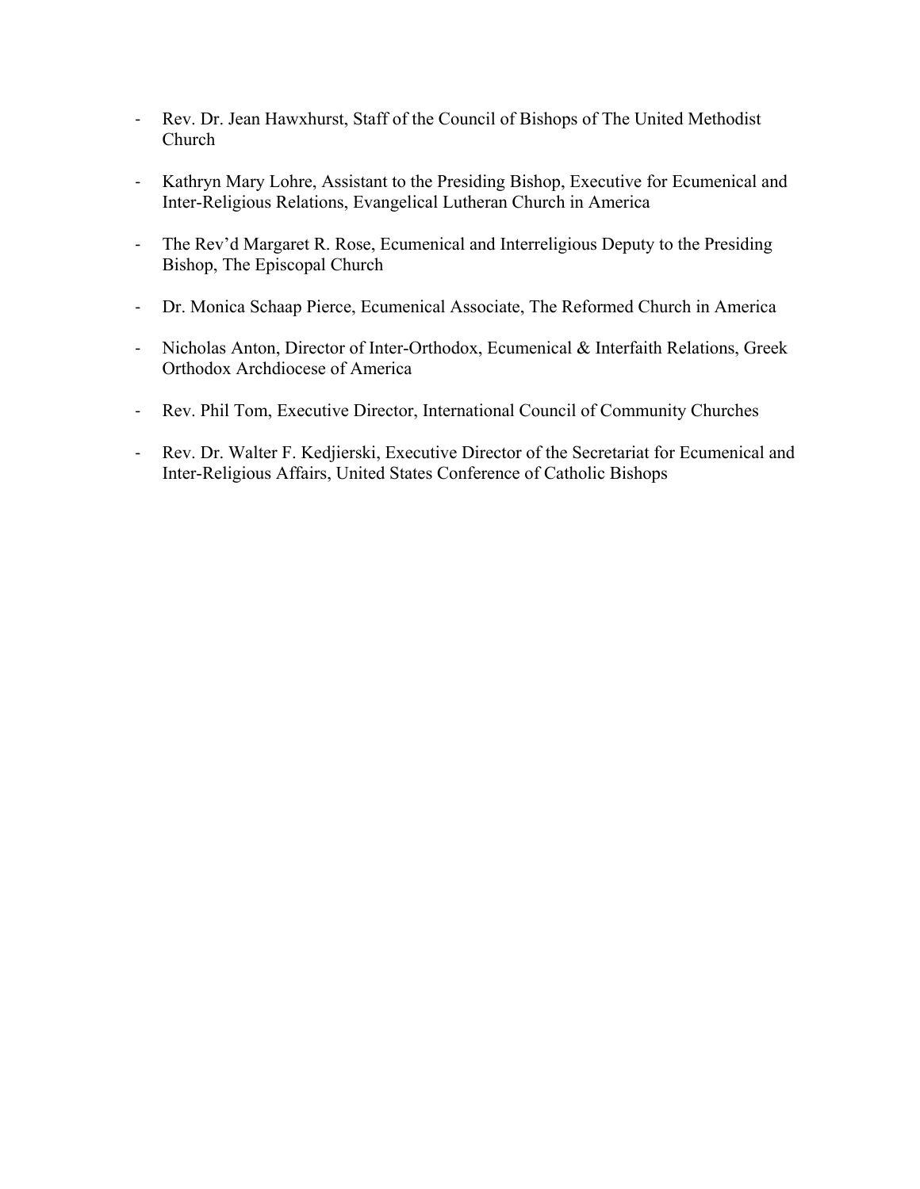- Rev. Dr. Jean Hawxhurst, Staff of the Council of Bishops of The United Methodist Church

- Kathryn Mary Lohre, Assistant to the Presiding Bishop, Executive for Ecumenical and Inter-Religious Relations, Evangelical Lutheran Church in America

- The Rev'd Margaret R. Rose, Ecumenical and Interreligious Deputy to the Presiding Bishop, The Episcopal Church

- Dr. Monica Schaap Pierce, Ecumenical Associate, The Reformed Church in America

- Nicholas Anton, Director of Inter-Orthodox, Ecumenical & Interfaith Relations, Greek Orthodox Archdiocese of America

- Rev. Phil Tom, Executive Director, International Council of Community Churches

- Rev. Dr. Walter F. Kedjierski, Executive Director of the Secretariat for Ecumenical and Inter-Religious Affairs, United States Conference of Catholic Bishops